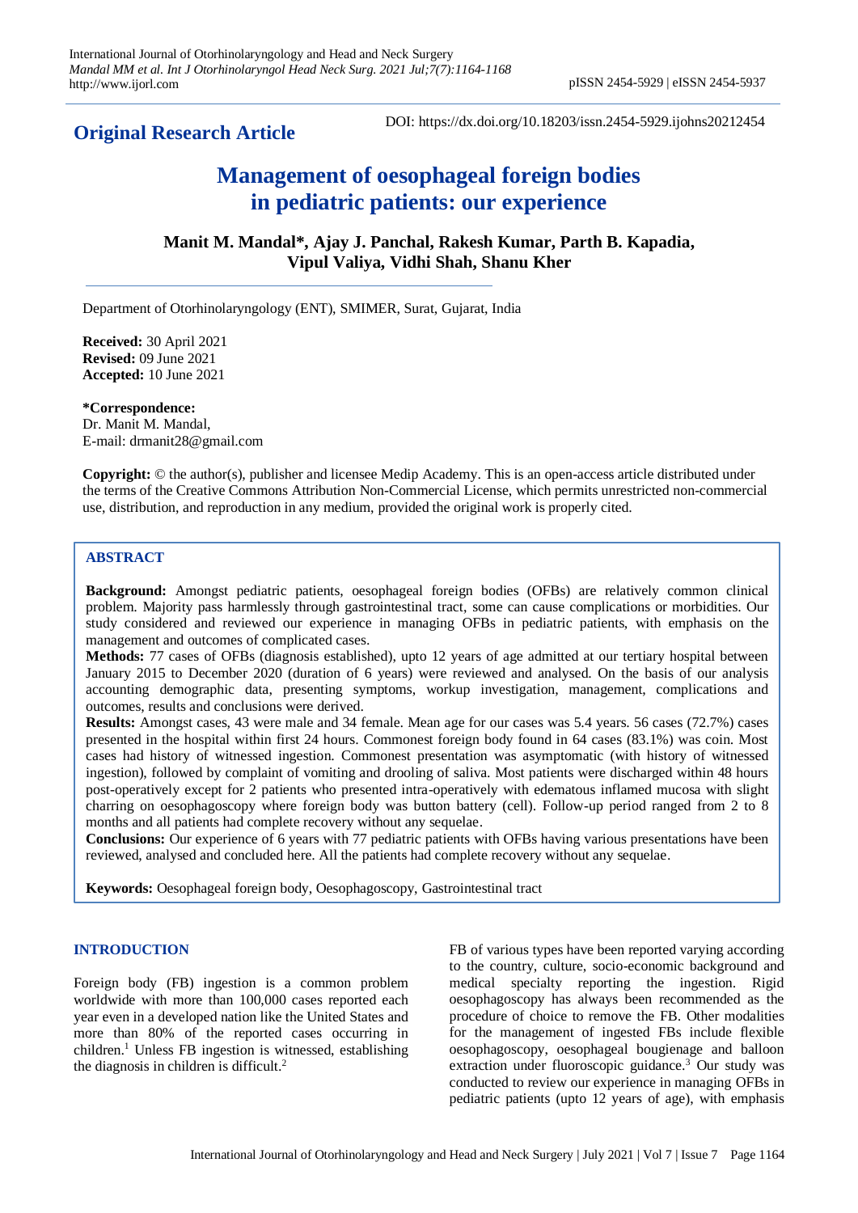**Original Research Article**

DOI: https://dx.doi.org/10.18203/issn.2454-5929.ijohns20212454

# Management of oesophageal foreign bodies in pediatric patients: our experience

**Manit M. Mandal\*, Ajay J. Panchal, Rakesh Kumar, Parth B. Kapadia, Vipul Valiya, Vidhi Shah, Shanu Kher**

Department of Otorhinolaryngology (ENT), SMIMER, Surat, Gujarat, India

**Received:** 30 April 2021
**Revised:** 09 June 2021
**Accepted:** 10 June 2021

**\*Correspondence:**
Dr. Manit M. Mandal,
E-mail: drmanit28@gmail.com

**Copyright:** © the author(s), publisher and licensee Medip Academy. This is an open-access article distributed under the terms of the Creative Commons Attribution Non-Commercial License, which permits unrestricted non-commercial use, distribution, and reproduction in any medium, provided the original work is properly cited.

## ABSTRACT

**Background:** Amongst pediatric patients, oesophageal foreign bodies (OFBs) are relatively common clinical problem. Majority pass harmlessly through gastrointestinal tract, some can cause complications or morbidities. Our study considered and reviewed our experience in managing OFBs in pediatric patients, with emphasis on the management and outcomes of complicated cases.

**Methods:** 77 cases of OFBs (diagnosis established), upto 12 years of age admitted at our tertiary hospital between January 2015 to December 2020 (duration of 6 years) were reviewed and analysed. On the basis of our analysis accounting demographic data, presenting symptoms, workup investigation, management, complications and outcomes, results and conclusions were derived.

**Results:** Amongst cases, 43 were male and 34 female. Mean age for our cases was 5.4 years. 56 cases (72.7%) cases presented in the hospital within first 24 hours. Commonest foreign body found in 64 cases (83.1%) was coin. Most cases had history of witnessed ingestion. Commonest presentation was asymptomatic (with history of witnessed ingestion), followed by complaint of vomiting and drooling of saliva. Most patients were discharged within 48 hours post-operatively except for 2 patients who presented intra-operatively with edematous inflamed mucosa with slight charring on oesophagoscopy where foreign body was button battery (cell). Follow-up period ranged from 2 to 8 months and all patients had complete recovery without any sequelae.

**Conclusions:** Our experience of 6 years with 77 pediatric patients with OFBs having various presentations have been reviewed, analysed and concluded here. All the patients had complete recovery without any sequelae.

**Keywords:** Oesophageal foreign body, Oesophagoscopy, Gastrointestinal tract

## INTRODUCTION

Foreign body (FB) ingestion is a common problem worldwide with more than 100,000 cases reported each year even in a developed nation like the United States and more than 80% of the reported cases occurring in children.[1] Unless FB ingestion is witnessed, establishing the diagnosis in children is difficult.[2]

FB of various types have been reported varying according to the country, culture, socio-economic background and medical specialty reporting the ingestion. Rigid oesophagoscopy has always been recommended as the procedure of choice to remove the FB. Other modalities for the management of ingested FBs include flexible oesophagoscopy, oesophageal bougienage and balloon extraction under fluoroscopic guidance.[3] Our study was conducted to review our experience in managing OFBs in pediatric patients (upto 12 years of age), with emphasis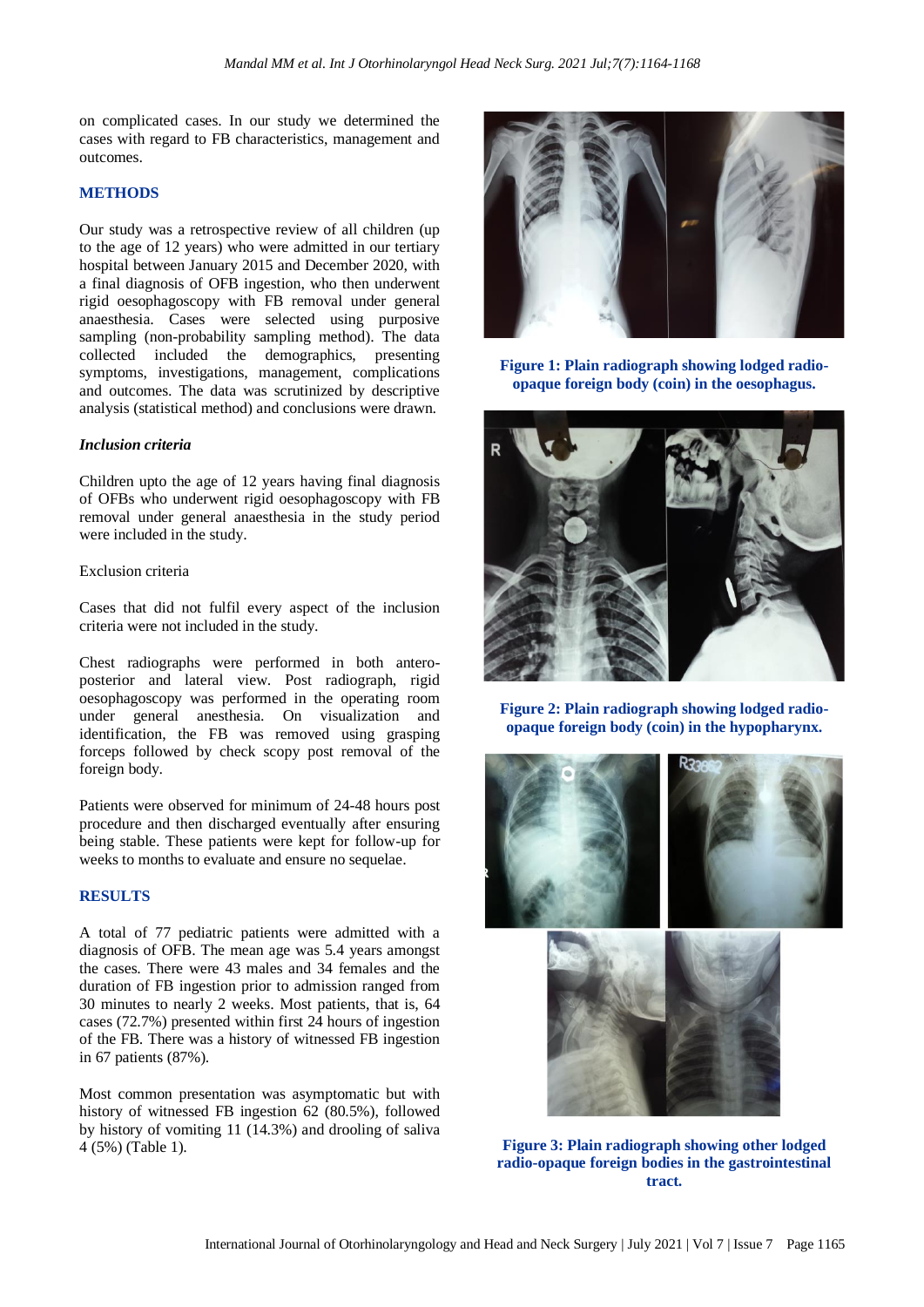on complicated cases. In our study we determined the cases with regard to FB characteristics, management and outcomes.

## METHODS

Our study was a retrospective review of all children (up to the age of 12 years) who were admitted in our tertiary hospital between January 2015 and December 2020, with a final diagnosis of OFB ingestion, who then underwent rigid oesophagoscopy with FB removal under general anaesthesia. Cases were selected using purposive sampling (non-probability sampling method). The data collected included the demographics, presenting symptoms, investigations, management, complications and outcomes. The data was scrutinized by descriptive analysis (statistical method) and conclusions were drawn.

### *Inclusion criteria*

Children upto the age of 12 years having final diagnosis of OFBs who underwent rigid oesophagoscopy with FB removal under general anaesthesia in the study period were included in the study.

Exclusion criteria

Cases that did not fulfil every aspect of the inclusion criteria were not included in the study.

Chest radiographs were performed in both antero-posterior and lateral view. Post radiograph, rigid oesophagoscopy was performed in the operating room under general anesthesia. On visualization and identification, the FB was removed using grasping forceps followed by check scopy post removal of the foreign body.

Patients were observed for minimum of 24-48 hours post procedure and then discharged eventually after ensuring being stable. These patients were kept for follow-up for weeks to months to evaluate and ensure no sequelae.

## RESULTS

A total of 77 pediatric patients were admitted with a diagnosis of OFB. The mean age was 5.4 years amongst the cases. There were 43 males and 34 females and the duration of FB ingestion prior to admission ranged from 30 minutes to nearly 2 weeks. Most patients, that is, 64 cases (72.7%) presented within first 24 hours of ingestion of the FB. There was a history of witnessed FB ingestion in 67 patients (87%).

Most common presentation was asymptomatic but with history of witnessed FB ingestion 62 (80.5%), followed by history of vomiting 11 (14.3%) and drooling of saliva 4 (5%) (Table 1).

**Figure 1: Plain radiograph showing lodged radio-opaque foreign body (coin) in the oesophagus.**

**Figure 2: Plain radiograph showing lodged radio-opaque foreign body (coin) in the hypopharynx.**

**Figure 3: Plain radiograph showing other lodged radio-opaque foreign bodies in the gastrointestinal tract.**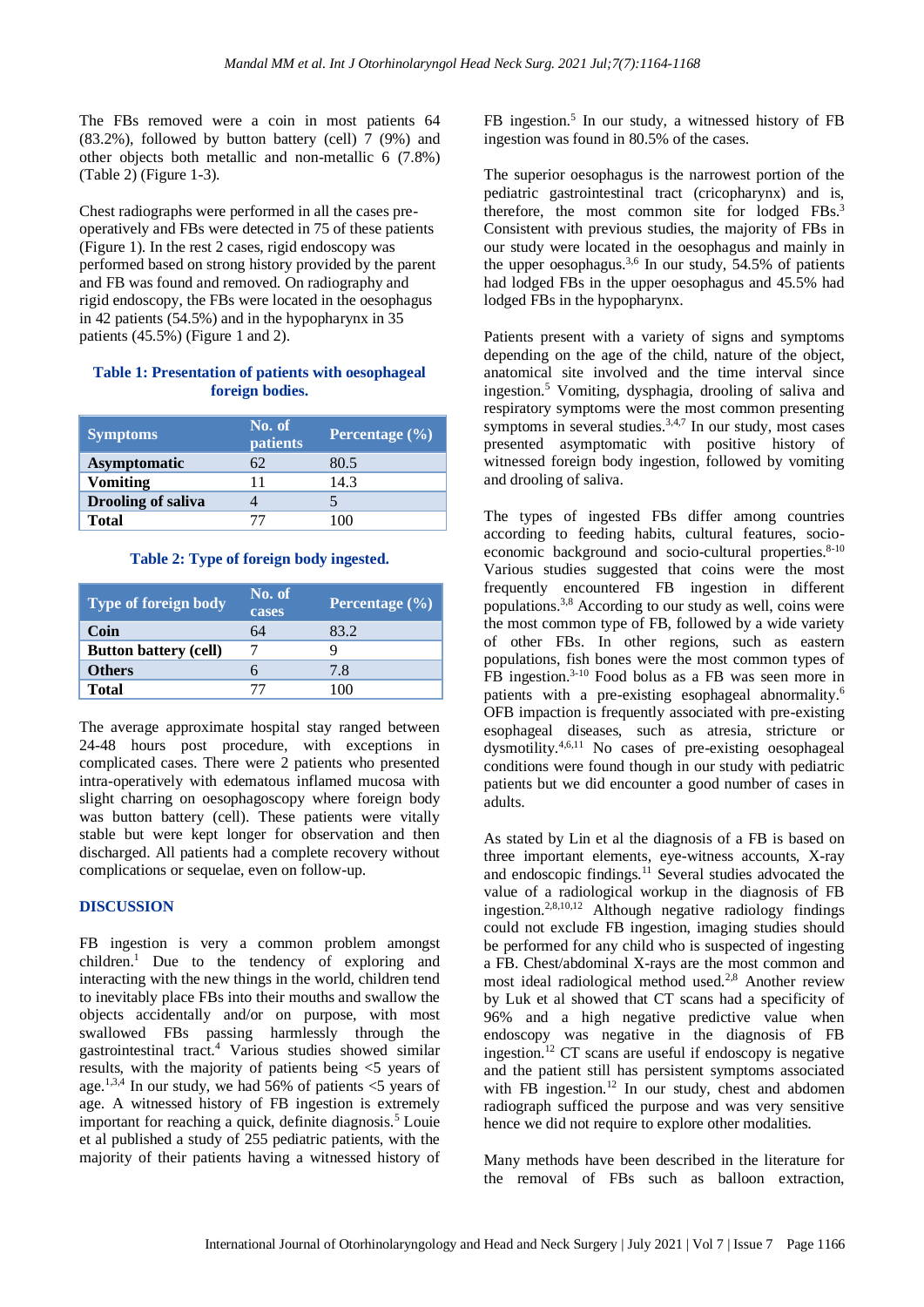The FBs removed were a coin in most patients 64 (83.2%), followed by button battery (cell) 7 (9%) and other objects both metallic and non-metallic 6 (7.8%) (Table 2) (Figure 1-3).

Chest radiographs were performed in all the cases pre-operatively and FBs were detected in 75 of these patients (Figure 1). In the rest 2 cases, rigid endoscopy was performed based on strong history provided by the parent and FB was found and removed. On radiography and rigid endoscopy, the FBs were located in the oesophagus in 42 patients (54.5%) and in the hypopharynx in 35 patients (45.5%) (Figure 1 and 2).

**Table 1: Presentation of patients with oesophageal foreign bodies.**

| Symptoms | No. of patients | Percentage (%) |
|---|---|---|
| **Asymptomatic** | 62 | 80.5 |
| **Vomiting** | 11 | 14.3 |
| **Drooling of saliva** | 4 | 5 |
| **Total** | 77 | 100 |

**Table 2: Type of foreign body ingested.**

| Type of foreign body | No. of cases | Percentage (%) |
|---|---|---|
| **Coin** | 64 | 83.2 |
| **Button battery (cell)** | 7 | 9 |
| **Others** | 6 | 7.8 |
| **Total** | 77 | 100 |

The average approximate hospital stay ranged between 24-48 hours post procedure, with exceptions in complicated cases. There were 2 patients who presented intra-operatively with edematous inflamed mucosa with slight charring on oesophagoscopy where foreign body was button battery (cell). These patients were vitally stable but were kept longer for observation and then discharged. All patients had a complete recovery without complications or sequelae, even on follow-up.

## DISCUSSION

FB ingestion is very a common problem amongst children.[1] Due to the tendency of exploring and interacting with the new things in the world, children tend to inevitably place FBs into their mouths and swallow the objects accidentally and/or on purpose, with most swallowed FBs passing harmlessly through the gastrointestinal tract.[4] Various studies showed similar results, with the majority of patients being <5 years of age.[1,3,4] In our study, we had 56% of patients <5 years of age. A witnessed history of FB ingestion is extremely important for reaching a quick, definite diagnosis.[5] Louie et al published a study of 255 pediatric patients, with the majority of their patients having a witnessed history of FB ingestion.[5] In our study, a witnessed history of FB ingestion was found in 80.5% of the cases.

The superior oesophagus is the narrowest portion of the pediatric gastrointestinal tract (cricopharynx) and is, therefore, the most common site for lodged FBs.[3] Consistent with previous studies, the majority of FBs in our study were located in the oesophagus and mainly in the upper oesophagus.[3,6] In our study, 54.5% of patients had lodged FBs in the upper oesophagus and 45.5% had lodged FBs in the hypopharynx.

Patients present with a variety of signs and symptoms depending on the age of the child, nature of the object, anatomical site involved and the time interval since ingestion.[5] Vomiting, dysphagia, drooling of saliva and respiratory symptoms were the most common presenting symptoms in several studies.[3,4,7] In our study, most cases presented asymptomatic with positive history of witnessed foreign body ingestion, followed by vomiting and drooling of saliva.

The types of ingested FBs differ among countries according to feeding habits, cultural features, socio-economic background and socio-cultural properties.[8-10] Various studies suggested that coins were the most frequently encountered FB ingestion in different populations.[3,8] According to our study as well, coins were the most common type of FB, followed by a wide variety of other FBs. In other regions, such as eastern populations, fish bones were the most common types of FB ingestion.[3-10] Food bolus as a FB was seen more in patients with a pre-existing esophageal abnormality.[6] OFB impaction is frequently associated with pre-existing esophageal diseases, such as atresia, stricture or dysmotility.[4,6,11] No cases of pre-existing oesophageal conditions were found though in our study with pediatric patients but we did encounter a good number of cases in adults.

As stated by Lin et al the diagnosis of a FB is based on three important elements, eye-witness accounts, X-ray and endoscopic findings.[11] Several studies advocated the value of a radiological workup in the diagnosis of FB ingestion.[2,8,10,12] Although negative radiology findings could not exclude FB ingestion, imaging studies should be performed for any child who is suspected of ingesting a FB. Chest/abdominal X-rays are the most common and most ideal radiological method used.[2,8] Another review by Luk et al showed that CT scans had a specificity of 96% and a high negative predictive value when endoscopy was negative in the diagnosis of FB ingestion.[12] CT scans are useful if endoscopy is negative and the patient still has persistent symptoms associated with FB ingestion.[12] In our study, chest and abdomen radiograph sufficed the purpose and was very sensitive hence we did not require to explore other modalities.

Many methods have been described in the literature for the removal of FBs such as balloon extraction,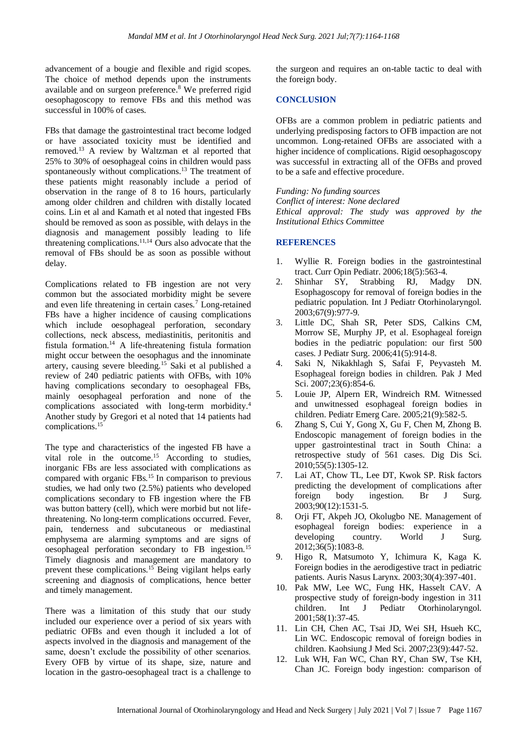advancement of a bougie and flexible and rigid scopes. The choice of method depends upon the instruments available and on surgeon preference.[8] We preferred rigid oesophagoscopy to remove FBs and this method was successful in 100% of cases.

FBs that damage the gastrointestinal tract become lodged or have associated toxicity must be identified and removed.[13] A review by Waltzman et al reported that 25% to 30% of oesophageal coins in children would pass spontaneously without complications.[13] The treatment of these patients might reasonably include a period of observation in the range of 8 to 16 hours, particularly among older children and children with distally located coins. Lin et al and Kamath et al noted that ingested FBs should be removed as soon as possible, with delays in the diagnosis and management possibly leading to life threatening complications.[11,14] Ours also advocate that the removal of FBs should be as soon as possible without delay.

Complications related to FB ingestion are not very common but the associated morbidity might be severe and even life threatening in certain cases.[7] Long-retained FBs have a higher incidence of causing complications which include oesophageal perforation, secondary collections, neck abscess, mediastinitis, peritonitis and fistula formation.[14] A life-threatening fistula formation might occur between the oesophagus and the innominate artery, causing severe bleeding.[15] Saki et al published a review of 240 pediatric patients with OFBs, with 10% having complications secondary to oesophageal FBs, mainly oesophageal perforation and none of the complications associated with long-term morbidity.[4] Another study by Gregori et al noted that 14 patients had complications.[15]

The type and characteristics of the ingested FB have a vital role in the outcome.[15] According to studies, inorganic FBs are less associated with complications as compared with organic FBs.[15] In comparison to previous studies, we had only two (2.5%) patients who developed complications secondary to FB ingestion where the FB was button battery (cell), which were morbid but not life-threatening. No long-term complications occurred. Fever, pain, tenderness and subcutaneous or mediastinal emphysema are alarming symptoms and are signs of oesophageal perforation secondary to FB ingestion.[15] Timely diagnosis and management are mandatory to prevent these complications.[15] Being vigilant helps early screening and diagnosis of complications, hence better and timely management.

There was a limitation of this study that our study included our experience over a period of six years with pediatric OFBs and even though it included a lot of aspects involved in the diagnosis and management of the same, doesn't exclude the possibility of other scenarios. Every OFB by virtue of its shape, size, nature and location in the gastro-oesophageal tract is a challenge to the surgeon and requires an on-table tactic to deal with the foreign body.

## CONCLUSION

OFBs are a common problem in pediatric patients and underlying predisposing factors to OFB impaction are not uncommon. Long-retained OFBs are associated with a higher incidence of complications. Rigid oesophagoscopy was successful in extracting all of the OFBs and proved to be a safe and effective procedure.

*Funding: No funding sources*
*Conflict of interest: None declared*
*Ethical approval: The study was approved by the Institutional Ethics Committee*

## REFERENCES

1. Wyllie R. Foreign bodies in the gastrointestinal tract. Curr Opin Pediatr. 2006;18(5):563-4.
2. Shinhar SY, Strabbing RJ, Madgy DN. Esophagoscopy for removal of foreign bodies in the pediatric population. Int J Pediatr Otorhinolaryngol. 2003;67(9):977-9.
3. Little DC, Shah SR, Peter SDS, Calkins CM, Morrow SE, Murphy JP, et al. Esophageal foreign bodies in the pediatric population: our first 500 cases. J Pediatr Surg. 2006;41(5):914-8.
4. Saki N, Nikakhlagh S, Safai F, Peyvasteh M. Esophageal foreign bodies in children. Pak J Med Sci. 2007;23(6):854-6.
5. Louie JP, Alpern ER, Windreich RM. Witnessed and unwitnessed esophageal foreign bodies in children. Pediatr Emerg Care. 2005;21(9):582-5.
6. Zhang S, Cui Y, Gong X, Gu F, Chen M, Zhong B. Endoscopic management of foreign bodies in the upper gastrointestinal tract in South China: a retrospective study of 561 cases. Dig Dis Sci. 2010;55(5):1305-12.
7. Lai AT, Chow TL, Lee DT, Kwok SP. Risk factors predicting the development of complications after foreign body ingestion. Br J Surg. 2003;90(12):1531-5.
8. Orji FT, Akpeh JO, Okolugbo NE. Management of esophageal foreign bodies: experience in a developing country. World J Surg. 2012;36(5):1083-8.
9. Higo R, Matsumoto Y, Ichimura K, Kaga K. Foreign bodies in the aerodigestive tract in pediatric patients. Auris Nasus Larynx. 2003;30(4):397-401.
10. Pak MW, Lee WC, Fung HK, Hasselt CAV. A prospective study of foreign-body ingestion in 311 children. Int J Pediatr Otorhinolaryngol. 2001;58(1):37-45.
11. Lin CH, Chen AC, Tsai JD, Wei SH, Hsueh KC, Lin WC. Endoscopic removal of foreign bodies in children. Kaohsiung J Med Sci. 2007;23(9):447-52.
12. Luk WH, Fan WC, Chan RY, Chan SW, Tse KH, Chan JC. Foreign body ingestion: comparison of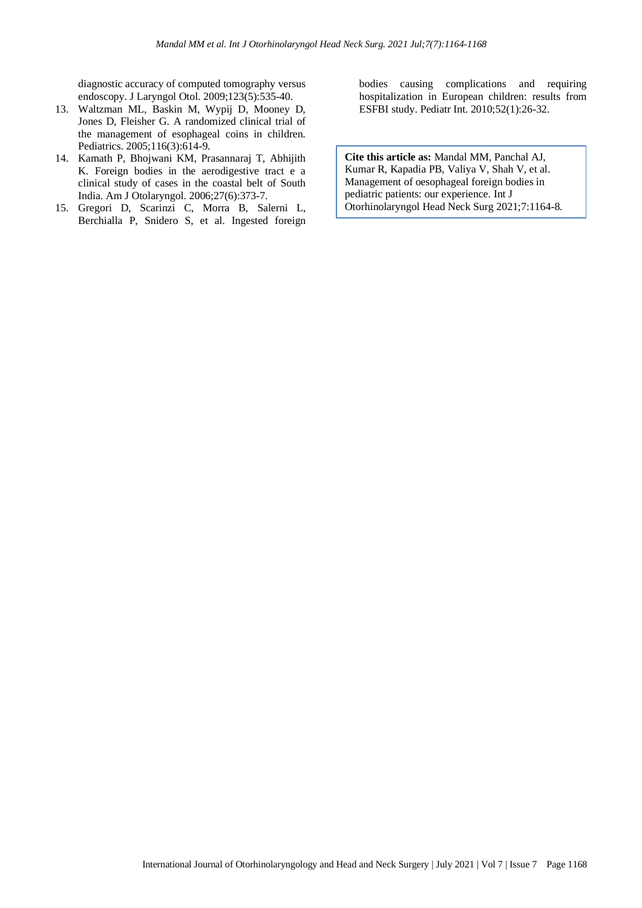diagnostic accuracy of computed tomography versus endoscopy. J Laryngol Otol. 2009;123(5):535-40.

13. Waltzman ML, Baskin M, Wypij D, Mooney D, Jones D, Fleisher G. A randomized clinical trial of the management of esophageal coins in children. Pediatrics. 2005;116(3):614-9.
14. Kamath P, Bhojwani KM, Prasannaraj T, Abhijith K. Foreign bodies in the aerodigestive tract e a clinical study of cases in the coastal belt of South India. Am J Otolaryngol. 2006;27(6):373-7.
15. Gregori D, Scarinzi C, Morra B, Salerni L, Berchialla P, Snidero S, et al. Ingested foreign bodies causing complications and requiring hospitalization in European children: results from ESFBI study. Pediatr Int. 2010;52(1):26-32.

**Cite this article as:** Mandal MM, Panchal AJ, Kumar R, Kapadia PB, Valiya V, Shah V, et al. Management of oesophageal foreign bodies in pediatric patients: our experience. Int J Otorhinolaryngol Head Neck Surg 2021;7:1164-8.